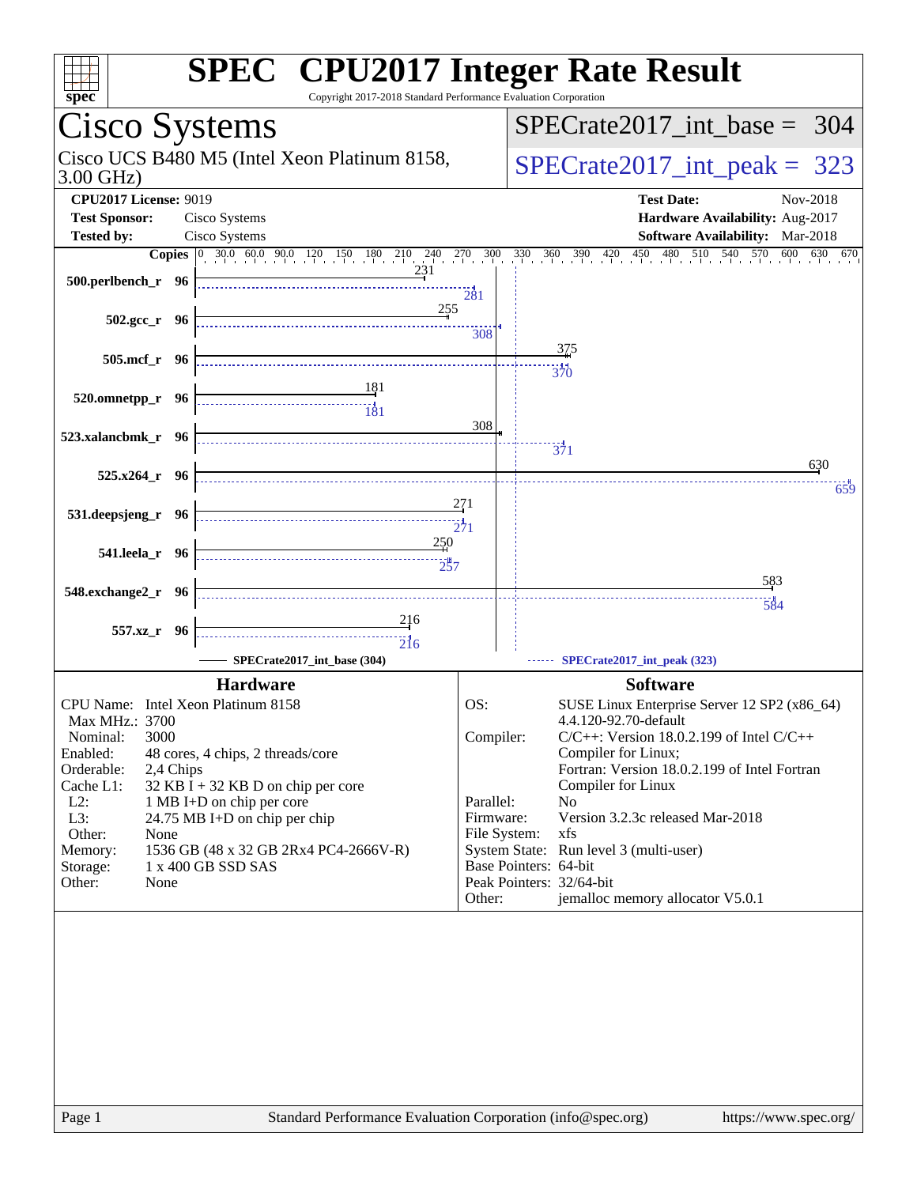# SPEC CPU2017 Integer Rate Result

Copyright 2017-2018 Standard Performance Evaluation Corporation

## Cisco Systems

Cisco UCS B480 M5 (Intel Xeon Platinum 8158, 3.00 GHz)

SPECrate2017_int_base = 304

SPECrate2017_int_peak = 323

**CPU2017 License:** 9019
**Test Sponsor:** Cisco Systems
**Tested by:** Cisco Systems

**Test Date:** Nov-2018
**Hardware Availability:** Aug-2017
**Software Availability:** Mar-2018

| Benchmark | Copies | Base | Peak |
|---|---|---|---|
| 500.perlbench_r | 96 | 231 | 281 |
| 502.gcc_r | 96 | 255 | 308 |
| 505.mcf_r | 96 | 375 | 370 |
| 520.omnetpp_r | 96 | 181 | 181 |
| 523.xalancbmk_r | 96 | 308 | 371 |
| 525.x264_r | 96 | 630 | 659 |
| 531.deepsjeng_r | 96 | 271 | 271 |
| 541.leela_r | 96 | 250 | 257 |
| 548.exchange2_r | 96 | 583 | 584 |
| 557.xz_r | 96 | 216 | 216 |

SPECrate2017_int_base (304) — SPECrate2017_int_peak (323)

### Hardware

| | |
|---|---|
| CPU Name: | Intel Xeon Platinum 8158 |
| Max MHz.: | 3700 |
| Nominal: | 3000 |
| Enabled: | 48 cores, 4 chips, 2 threads/core |
| Orderable: | 2,4 Chips |
| Cache L1: | 32 KB I + 32 KB D on chip per core |
| L2: | 1 MB I+D on chip per core |
| L3: | 24.75 MB I+D on chip per chip |
| Other: | None |
| Memory: | 1536 GB (48 x 32 GB 2Rx4 PC4-2666V-R) |
| Storage: | 1 x 400 GB SSD SAS |
| Other: | None |

### Software

| | |
|---|---|
| OS: | SUSE Linux Enterprise Server 12 SP2 (x86_64) 4.4.120-92.70-default |
| Compiler: | C/C++: Version 18.0.2.199 of Intel C/C++ Compiler for Linux; Fortran: Version 18.0.2.199 of Intel Fortran Compiler for Linux |
| Parallel: | No |
| Firmware: | Version 3.2.3c released Mar-2018 |
| File System: | xfs |
| System State: | Run level 3 (multi-user) |
| Base Pointers: | 64-bit |
| Peak Pointers: | 32/64-bit |
| Other: | jemalloc memory allocator V5.0.1 |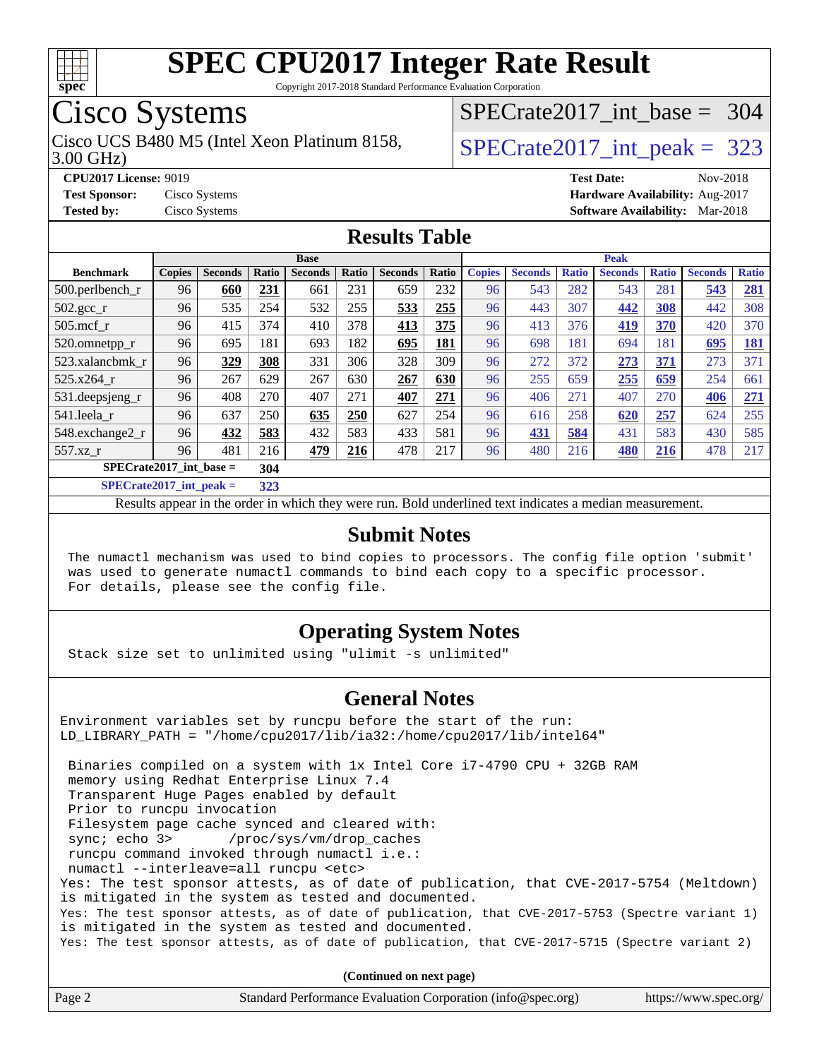# SPEC CPU2017 Integer Rate Result

Copyright 2017-2018 Standard Performance Evaluation Corporation

## Cisco Systems

Cisco UCS B480 M5 (Intel Xeon Platinum 8158, 3.00 GHz)

SPECrate2017_int_base = 304

SPECrate2017_int_peak = 323

**CPU2017 License:** 9019
**Test Sponsor:** Cisco Systems
**Tested by:** Cisco Systems

**Test Date:** Nov-2018
**Hardware Availability:** Aug-2017
**Software Availability:** Mar-2018

## Results Table

| Benchmark | Base | | | | | | | Peak | | | | | | |
|---|---|---|---|---|---|---|---|---|---|---|---|---|---|---|
| | Copies | Seconds | Ratio | Seconds | Ratio | Seconds | Ratio | Copies | Seconds | Ratio | Seconds | Ratio | Seconds | Ratio |
| 500.perlbench_r | 96 | **660** | **231** | 661 | 231 | 659 | 232 | 96 | 543 | 282 | 543 | 281 | **543** | **281** |
| 502.gcc_r | 96 | 535 | 254 | 532 | 255 | **533** | **255** | 96 | 443 | 307 | **442** | **308** | 442 | 308 |
| 505.mcf_r | 96 | 415 | 374 | 410 | 378 | **413** | **375** | 96 | 413 | 376 | **419** | **370** | 420 | 370 |
| 520.omnetpp_r | 96 | 695 | 181 | 693 | 182 | **695** | **181** | 96 | 698 | 181 | 694 | 181 | **695** | **181** |
| 523.xalancbmk_r | 96 | **329** | **308** | 331 | 306 | 328 | 309 | 96 | 272 | 372 | **273** | **371** | 273 | 371 |
| 525.x264_r | 96 | 267 | 629 | 267 | 630 | **267** | **630** | 96 | 255 | 659 | **255** | **659** | 254 | 661 |
| 531.deepsjeng_r | 96 | 408 | 270 | 407 | 271 | **407** | **271** | 96 | 406 | 271 | 407 | 270 | **406** | **271** |
| 541.leela_r | 96 | 637 | 250 | **635** | **250** | 627 | 254 | 96 | 616 | 258 | **620** | **257** | 624 | 255 |
| 548.exchange2_r | 96 | **432** | **583** | 432 | 583 | 433 | 581 | 96 | **431** | **584** | 431 | 583 | 430 | 585 |
| 557.xz_r | 96 | 481 | 216 | **479** | **216** | 478 | 217 | 96 | 480 | 216 | **480** | **216** | 478 | 217 |

SPECrate2017_int_base = **304**

SPECrate2017_int_peak = **323**

Results appear in the order in which they were run. Bold underlined text indicates a median measurement.

## Submit Notes

```
The numactl mechanism was used to bind copies to processors. The config file option 'submit'
was used to generate numactl commands to bind each copy to a specific processor.
For details, please see the config file.
```

## Operating System Notes

```
Stack size set to unlimited using "ulimit -s unlimited"
```

## General Notes

```
Environment variables set by runcpu before the start of the run:
LD_LIBRARY_PATH = "/home/cpu2017/lib/ia32:/home/cpu2017/lib/intel64"

 Binaries compiled on a system with 1x Intel Core i7-4790 CPU + 32GB RAM
 memory using Redhat Enterprise Linux 7.4
 Transparent Huge Pages enabled by default
 Prior to runcpu invocation
 Filesystem page cache synced and cleared with:
 sync; echo 3>       /proc/sys/vm/drop_caches
 runcpu command invoked through numactl i.e.:
 numactl --interleave=all runcpu <etc>
Yes: The test sponsor attests, as of date of publication, that CVE-2017-5754 (Meltdown)
is mitigated in the system as tested and documented.
Yes: The test sponsor attests, as of date of publication, that CVE-2017-5753 (Spectre variant 1)
is mitigated in the system as tested and documented.
Yes: The test sponsor attests, as of date of publication, that CVE-2017-5715 (Spectre variant 2)
```

**(Continued on next page)**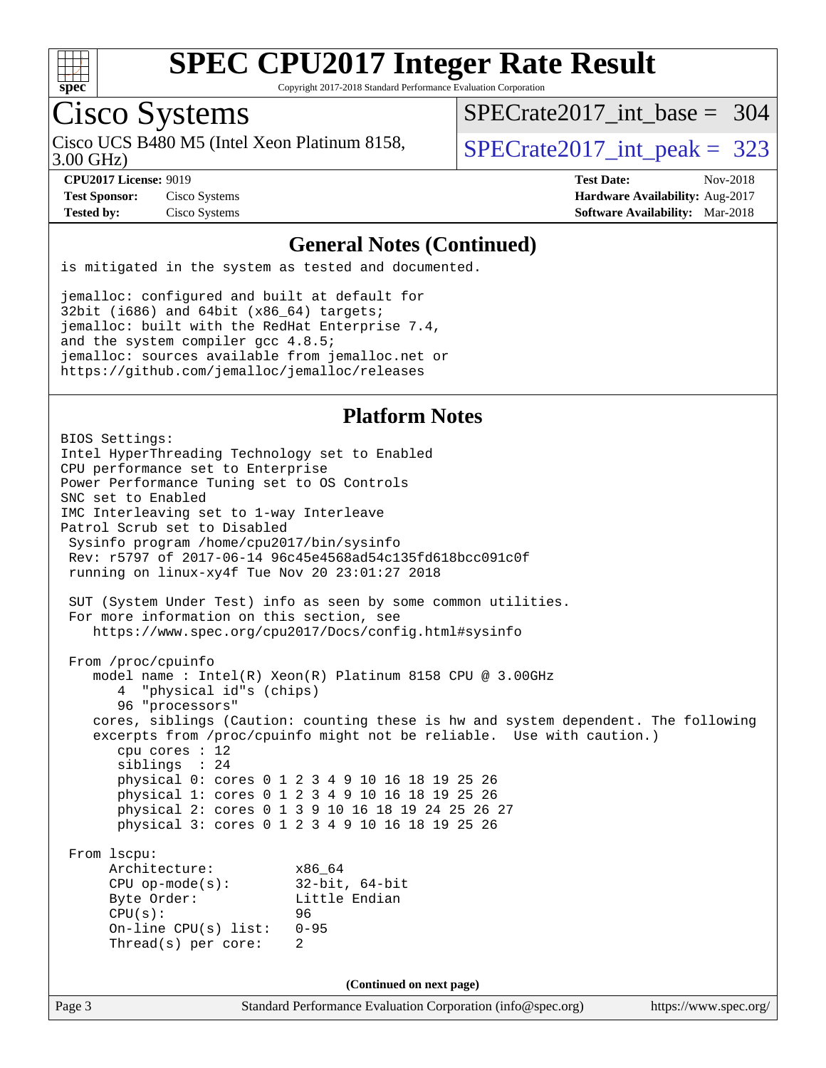## General Notes (Continued)

```
is mitigated in the system as tested and documented.

jemalloc: configured and built at default for
32bit (i686) and 64bit (x86_64) targets;
jemalloc: built with the RedHat Enterprise 7.4,
and the system compiler gcc 4.8.5;
jemalloc: sources available from jemalloc.net or
https://github.com/jemalloc/jemalloc/releases
```

## Platform Notes

```
BIOS Settings:
Intel HyperThreading Technology set to Enabled
CPU performance set to Enterprise
Power Performance Tuning set to OS Controls
SNC set to Enabled
IMC Interleaving set to 1-way Interleave
Patrol Scrub set to Disabled
 Sysinfo program /home/cpu2017/bin/sysinfo
 Rev: r5797 of 2017-06-14 96c45e4568ad54c135fd618bcc091c0f
 running on linux-xy4f Tue Nov 20 23:01:27 2018

 SUT (System Under Test) info as seen by some common utilities.
 For more information on this section, see
    https://www.spec.org/cpu2017/Docs/config.html#sysinfo

 From /proc/cpuinfo
    model name : Intel(R) Xeon(R) Platinum 8158 CPU @ 3.00GHz
       4  "physical id"s (chips)
       96 "processors"
    cores, siblings (Caution: counting these is hw and system dependent. The following
    excerpts from /proc/cpuinfo might not be reliable.  Use with caution.)
       cpu cores : 12
       siblings  : 24
       physical 0: cores 0 1 2 3 4 9 10 16 18 19 25 26
       physical 1: cores 0 1 2 3 4 9 10 16 18 19 25 26
       physical 2: cores 0 1 3 9 10 16 18 19 24 25 26 27
       physical 3: cores 0 1 2 3 4 9 10 16 18 19 25 26

 From lscpu:
      Architecture:          x86_64
      CPU op-mode(s):        32-bit, 64-bit
      Byte Order:            Little Endian
      CPU(s):                96
      On-line CPU(s) list:   0-95
      Thread(s) per core:    2
```

(Continued on next page)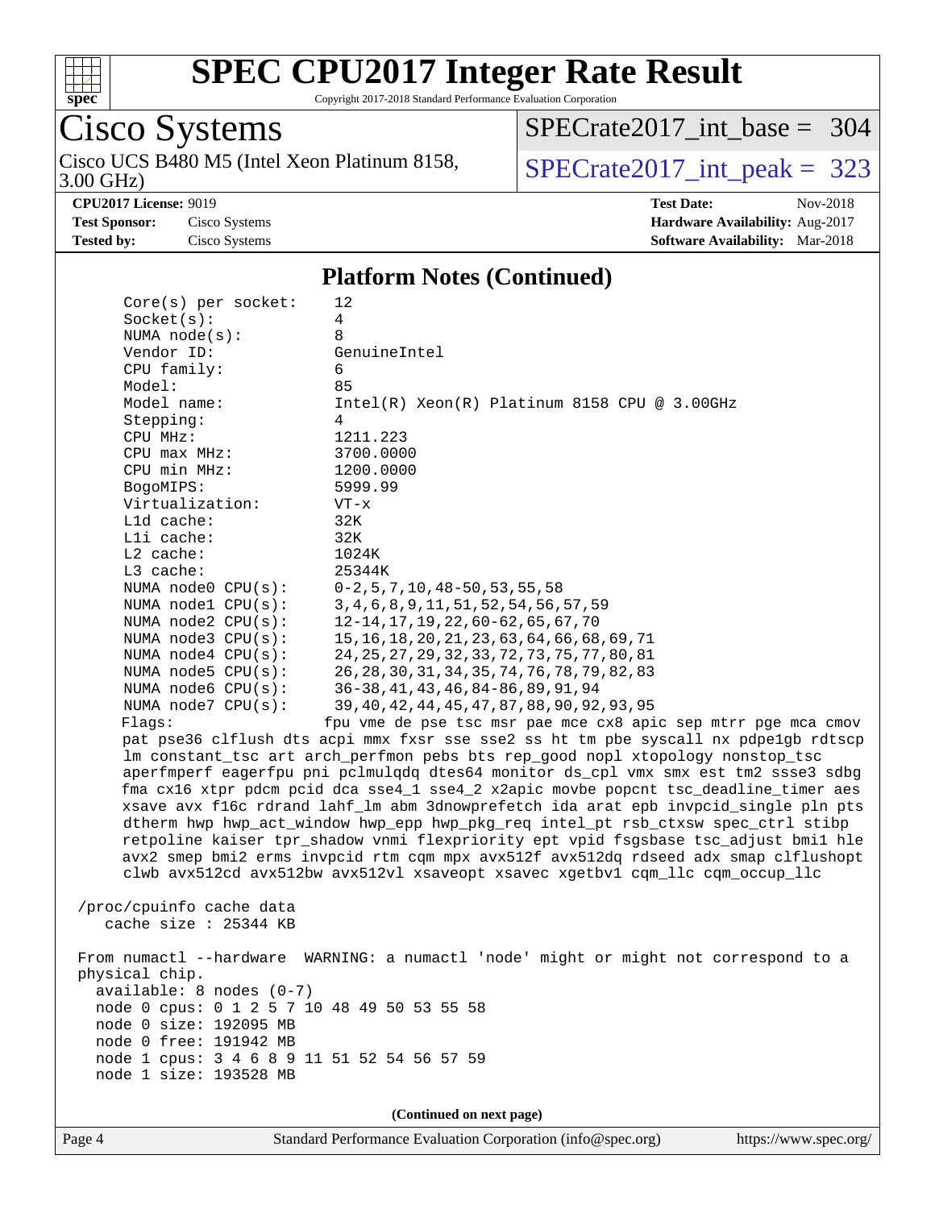## Platform Notes (Continued)

```
Core(s) per socket:    12
Socket(s):             4
NUMA node(s):          8
Vendor ID:             GenuineIntel
CPU family:            6
Model:                 85
Model name:            Intel(R) Xeon(R) Platinum 8158 CPU @ 3.00GHz
Stepping:              4
CPU MHz:               1211.223
CPU max MHz:           3700.0000
CPU min MHz:           1200.0000
BogoMIPS:              5999.99
Virtualization:        VT-x
L1d cache:             32K
L1i cache:             32K
L2 cache:              1024K
L3 cache:              25344K
NUMA node0 CPU(s):     0-2,5,7,10,48-50,53,55,58
NUMA node1 CPU(s):     3,4,6,8,9,11,51,52,54,56,57,59
NUMA node2 CPU(s):     12-14,17,19,22,60-62,65,67,70
NUMA node3 CPU(s):     15,16,18,20,21,23,63,64,66,68,69,71
NUMA node4 CPU(s):     24,25,27,29,32,33,72,73,75,77,80,81
NUMA node5 CPU(s):     26,28,30,31,34,35,74,76,78,79,82,83
NUMA node6 CPU(s):     36-38,41,43,46,84-86,89,91,94
NUMA node7 CPU(s):     39,40,42,44,45,47,87,88,90,92,93,95
Flags:                 fpu vme de pse tsc msr pae mce cx8 apic sep mtrr pge mca cmov
pat pse36 clflush dts acpi mmx fxsr sse sse2 ss ht tm pbe syscall nx pdpe1gb rdtscp
lm constant_tsc art arch_perfmon pebs bts rep_good nopl xtopology nonstop_tsc
aperfmperf eagerfpu pni pclmulqdq dtes64 monitor ds_cpl vmx smx est tm2 ssse3 sdbg
fma cx16 xtpr pdcm pcid dca sse4_1 sse4_2 x2apic movbe popcnt tsc_deadline_timer aes
xsave avx f16c rdrand lahf_lm abm 3dnowprefetch ida arat epb invpcid_single pln pts
dtherm hwp hwp_act_window hwp_epp hwp_pkg_req intel_pt rsb_ctxsw spec_ctrl stibp
retpoline kaiser tpr_shadow vnmi flexpriority ept vpid fsgsbase tsc_adjust bmi1 hle
avx2 smep bmi2 erms invpcid rtm cqm mpx avx512f avx512dq rdseed adx smap clflushopt
clwb avx512cd avx512bw avx512vl xsaveopt xsavec xgetbv1 cqm_llc cqm_occup_llc

/proc/cpuinfo cache data
   cache size : 25344 KB

From numactl --hardware  WARNING: a numactl 'node' might or might not correspond to a
physical chip.
  available: 8 nodes (0-7)
  node 0 cpus: 0 1 2 5 7 10 48 49 50 53 55 58
  node 0 size: 192095 MB
  node 0 free: 191942 MB
  node 1 cpus: 3 4 6 8 9 11 51 52 54 56 57 59
  node 1 size: 193528 MB
```

(Continued on next page)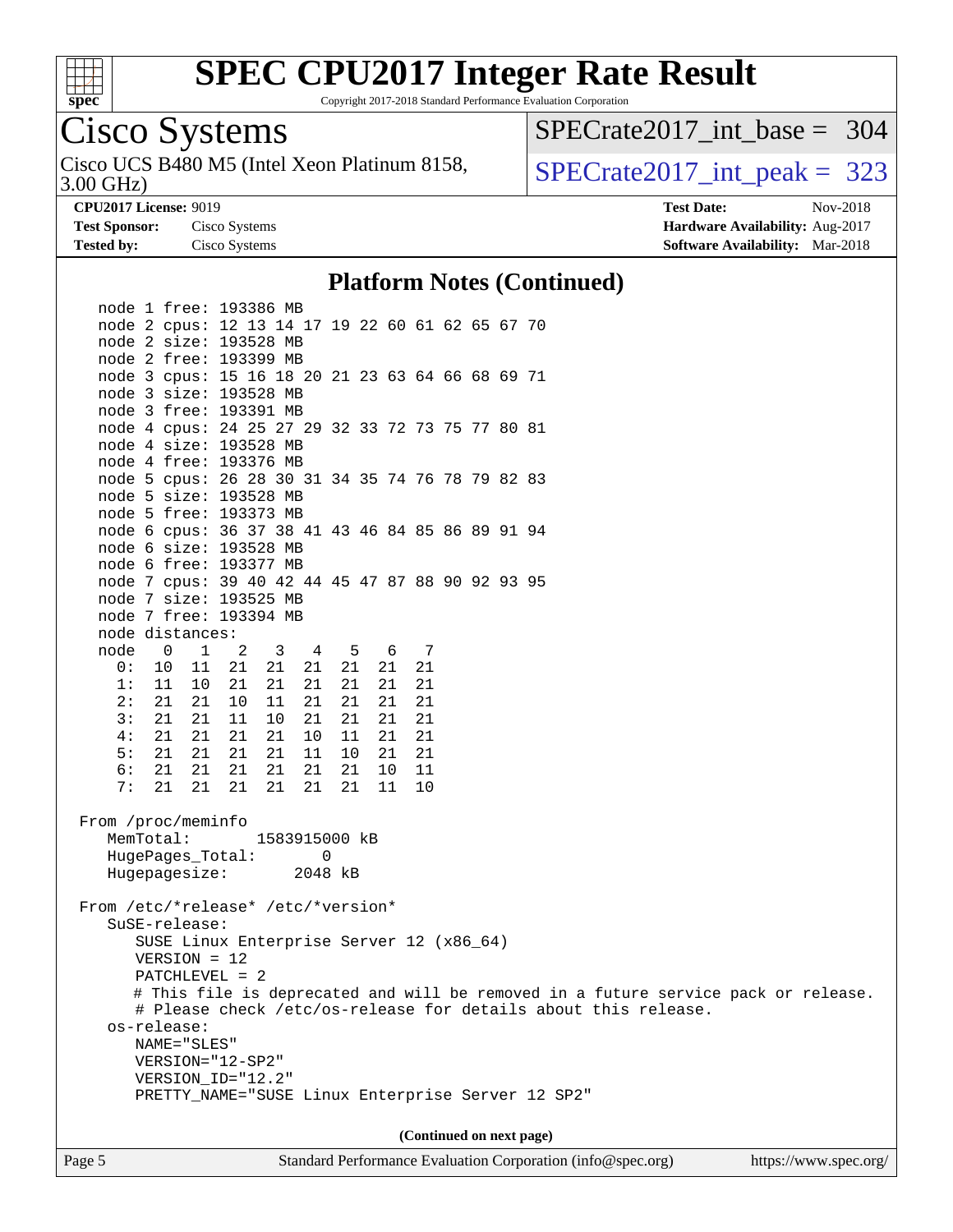# SPEC CPU2017 Integer Rate Result

Copyright 2017-2018 Standard Performance Evaluation Corporation

## Cisco Systems

Cisco UCS B480 M5 (Intel Xeon Platinum 8158, 3.00 GHz)

SPECrate2017_int_base = 304

SPECrate2017_int_peak = 323

**CPU2017 License:** 9019
**Test Sponsor:** Cisco Systems
**Tested by:** Cisco Systems

**Test Date:** Nov-2018
**Hardware Availability:** Aug-2017
**Software Availability:** Mar-2018

### Platform Notes (Continued)

```
    node 1 free: 193386 MB
    node 2 cpus: 12 13 14 17 19 22 60 61 62 65 67 70
    node 2 size: 193528 MB
    node 2 free: 193399 MB
    node 3 cpus: 15 16 18 20 21 23 63 64 66 68 69 71
    node 3 size: 193528 MB
    node 3 free: 193391 MB
    node 4 cpus: 24 25 27 29 32 33 72 73 75 77 80 81
    node 4 size: 193528 MB
    node 4 free: 193376 MB
    node 5 cpus: 26 28 30 31 34 35 74 76 78 79 82 83
    node 5 size: 193528 MB
    node 5 free: 193373 MB
    node 6 cpus: 36 37 38 41 43 46 84 85 86 89 91 94
    node 6 size: 193528 MB
    node 6 free: 193377 MB
    node 7 cpus: 39 40 42 44 45 47 87 88 90 92 93 95
    node 7 size: 193525 MB
    node 7 free: 193394 MB
    node distances:
    node   0   1   2   3   4   5   6   7
      0:  10  11  21  21  21  21  21  21
      1:  11  10  21  21  21  21  21  21
      2:  21  21  10  11  21  21  21  21
      3:  21  21  11  10  21  21  21  21
      4:  21  21  21  21  10  11  21  21
      5:  21  21  21  21  11  10  21  21
      6:  21  21  21  21  21  21  10  11
      7:  21  21  21  21  21  21  11  10

 From /proc/meminfo
    MemTotal:       1583915000 kB
    HugePages_Total:       0
    Hugepagesize:       2048 kB

 From /etc/*release* /etc/*version*
    SuSE-release:
       SUSE Linux Enterprise Server 12 (x86_64)
       VERSION = 12
       PATCHLEVEL = 2
       # This file is deprecated and will be removed in a future service pack or release.
       # Please check /etc/os-release for details about this release.
    os-release:
       NAME="SLES"
       VERSION="12-SP2"
       VERSION_ID="12.2"
       PRETTY_NAME="SUSE Linux Enterprise Server 12 SP2"
```

(Continued on next page)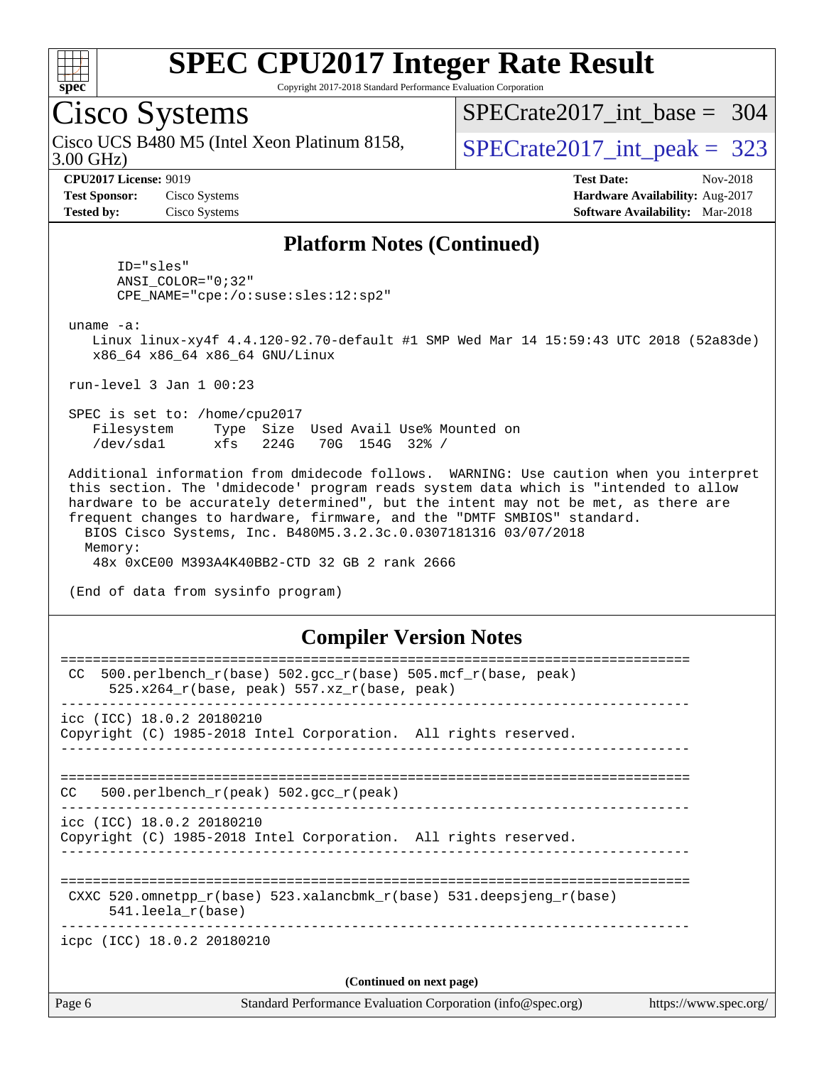## Platform Notes (Continued)

```
       ID="sles"
       ANSI_COLOR="0;32"
       CPE_NAME="cpe:/o:suse:sles:12:sp2"

 uname -a:
    Linux linux-xy4f 4.4.120-92.70-default #1 SMP Wed Mar 14 15:59:43 UTC 2018 (52a83de)
    x86_64 x86_64 x86_64 GNU/Linux

 run-level 3 Jan 1 00:23

 SPEC is set to: /home/cpu2017
    Filesystem     Type  Size  Used Avail Use% Mounted on
    /dev/sda1      xfs   224G   70G  154G  32% /

 Additional information from dmidecode follows.  WARNING: Use caution when you interpret
 this section. The 'dmidecode' program reads system data which is "intended to allow
 hardware to be accurately determined", but the intent may not be met, as there are
 frequent changes to hardware, firmware, and the "DMTF SMBIOS" standard.
   BIOS Cisco Systems, Inc. B480M5.3.2.3c.0.0307181316 03/07/2018
   Memory:
    48x 0xCE00 M393A4K40BB2-CTD 32 GB 2 rank 2666

 (End of data from sysinfo program)
```

## Compiler Version Notes

```
==============================================================================
 CC  500.perlbench_r(base) 502.gcc_r(base) 505.mcf_r(base, peak)
      525.x264_r(base, peak) 557.xz_r(base, peak)
------------------------------------------------------------------------------
icc (ICC) 18.0.2 20180210
Copyright (C) 1985-2018 Intel Corporation.  All rights reserved.
------------------------------------------------------------------------------

==============================================================================
CC   500.perlbench_r(peak) 502.gcc_r(peak)
------------------------------------------------------------------------------
icc (ICC) 18.0.2 20180210
Copyright (C) 1985-2018 Intel Corporation.  All rights reserved.
------------------------------------------------------------------------------

==============================================================================
 CXXC 520.omnetpp_r(base) 523.xalancbmk_r(base) 531.deepsjeng_r(base)
      541.leela_r(base)
------------------------------------------------------------------------------
icpc (ICC) 18.0.2 20180210
```

**(Continued on next page)**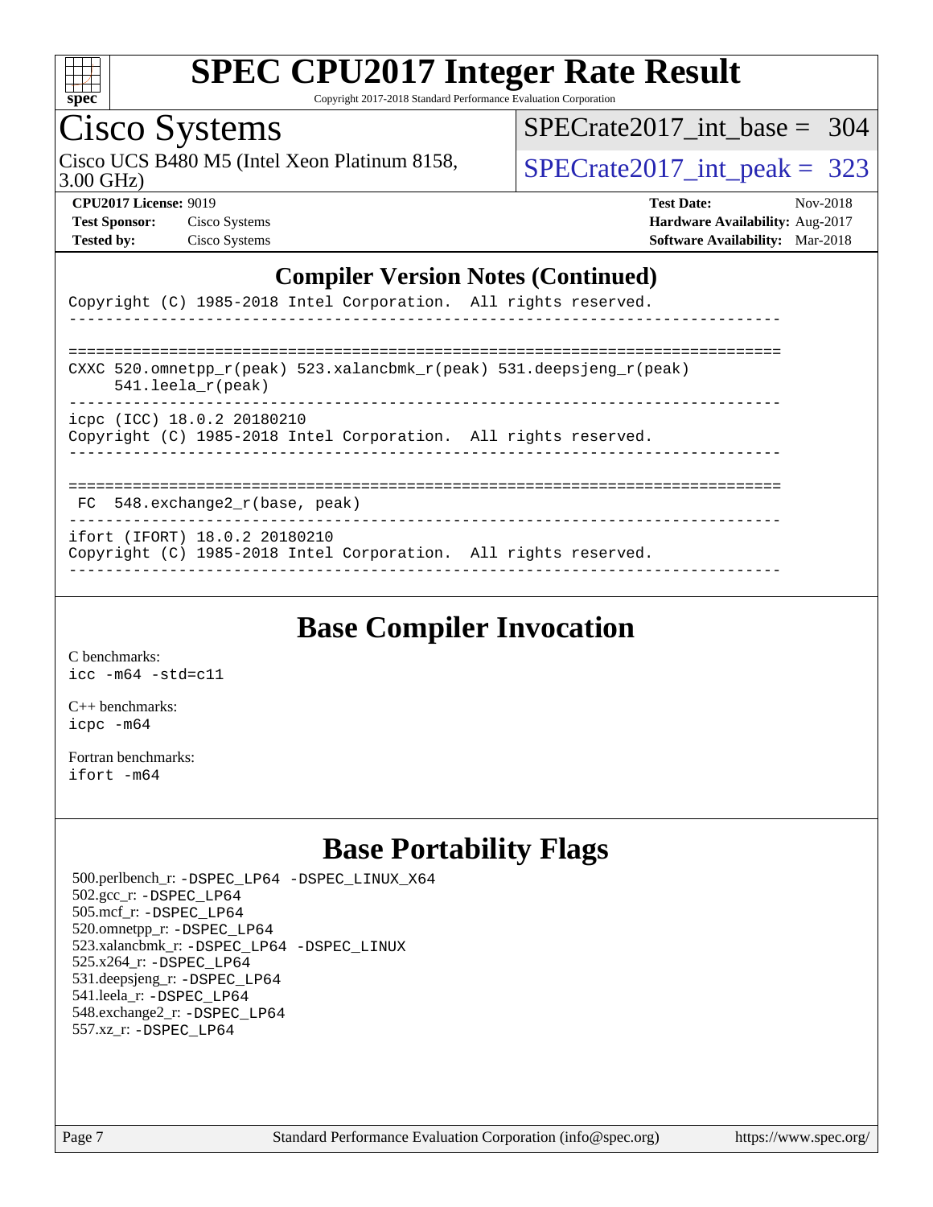## Compiler Version Notes (Continued)

```
Copyright (C) 1985-2018 Intel Corporation.  All rights reserved.
------------------------------------------------------------------------------

==============================================================================
CXXC 520.omnetpp_r(peak) 523.xalancbmk_r(peak) 531.deepsjeng_r(peak)
     541.leela_r(peak)
------------------------------------------------------------------------------
icpc (ICC) 18.0.2 20180210
Copyright (C) 1985-2018 Intel Corporation.  All rights reserved.
------------------------------------------------------------------------------

==============================================================================
 FC  548.exchange2_r(base, peak)
------------------------------------------------------------------------------
ifort (IFORT) 18.0.2 20180210
Copyright (C) 1985-2018 Intel Corporation.  All rights reserved.
------------------------------------------------------------------------------
```

## Base Compiler Invocation

C benchmarks:
`icc -m64 -std=c11`

C++ benchmarks:
`icpc -m64`

Fortran benchmarks:
`ifort -m64`

## Base Portability Flags

500.perlbench_r: -DSPEC_LP64 -DSPEC_LINUX_X64
502.gcc_r: -DSPEC_LP64
505.mcf_r: -DSPEC_LP64
520.omnetpp_r: -DSPEC_LP64
523.xalancbmk_r: -DSPEC_LP64 -DSPEC_LINUX
525.x264_r: -DSPEC_LP64
531.deepsjeng_r: -DSPEC_LP64
541.leela_r: -DSPEC_LP64
548.exchange2_r: -DSPEC_LP64
557.xz_r: -DSPEC_LP64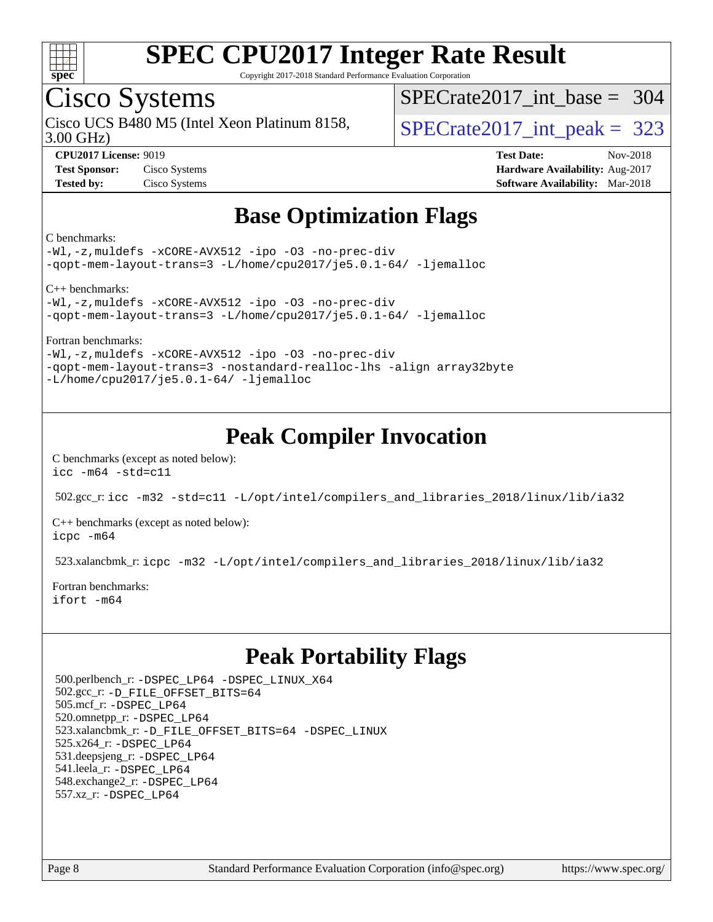# SPEC CPU2017 Integer Rate Result

Copyright 2017-2018 Standard Performance Evaluation Corporation

## Cisco Systems

Cisco UCS B480 M5 (Intel Xeon Platinum 8158, 3.00 GHz)

SPECrate2017_int_base = 304

SPECrate2017_int_peak = 323

**CPU2017 License:** 9019
**Test Sponsor:** Cisco Systems
**Tested by:** Cisco Systems

**Test Date:** Nov-2018
**Hardware Availability:** Aug-2017
**Software Availability:** Mar-2018

## Base Optimization Flags

C benchmarks:

```
-Wl,-z,muldefs -xCORE-AVX512 -ipo -O3 -no-prec-div
-qopt-mem-layout-trans=3 -L/home/cpu2017/je5.0.1-64/ -ljemalloc
```

C++ benchmarks:

```
-Wl,-z,muldefs -xCORE-AVX512 -ipo -O3 -no-prec-div
-qopt-mem-layout-trans=3 -L/home/cpu2017/je5.0.1-64/ -ljemalloc
```

Fortran benchmarks:

```
-Wl,-z,muldefs -xCORE-AVX512 -ipo -O3 -no-prec-div
-qopt-mem-layout-trans=3 -nostandard-realloc-lhs -align array32byte
-L/home/cpu2017/je5.0.1-64/ -ljemalloc
```

## Peak Compiler Invocation

C benchmarks (except as noted below):

```
icc -m64 -std=c11
```

502.gcc_r: `icc -m32 -std=c11 -L/opt/intel/compilers_and_libraries_2018/linux/lib/ia32`

C++ benchmarks (except as noted below):

```
icpc -m64
```

523.xalancbmk_r: `icpc -m32 -L/opt/intel/compilers_and_libraries_2018/linux/lib/ia32`

Fortran benchmarks:

```
ifort -m64
```

## Peak Portability Flags

500.perlbench_r: -DSPEC_LP64 -DSPEC_LINUX_X64
502.gcc_r: -D_FILE_OFFSET_BITS=64
505.mcf_r: -DSPEC_LP64
520.omnetpp_r: -DSPEC_LP64
523.xalancbmk_r: -D_FILE_OFFSET_BITS=64 -DSPEC_LINUX
525.x264_r: -DSPEC_LP64
531.deepsjeng_r: -DSPEC_LP64
541.leela_r: -DSPEC_LP64
548.exchange2_r: -DSPEC_LP64
557.xz_r: -DSPEC_LP64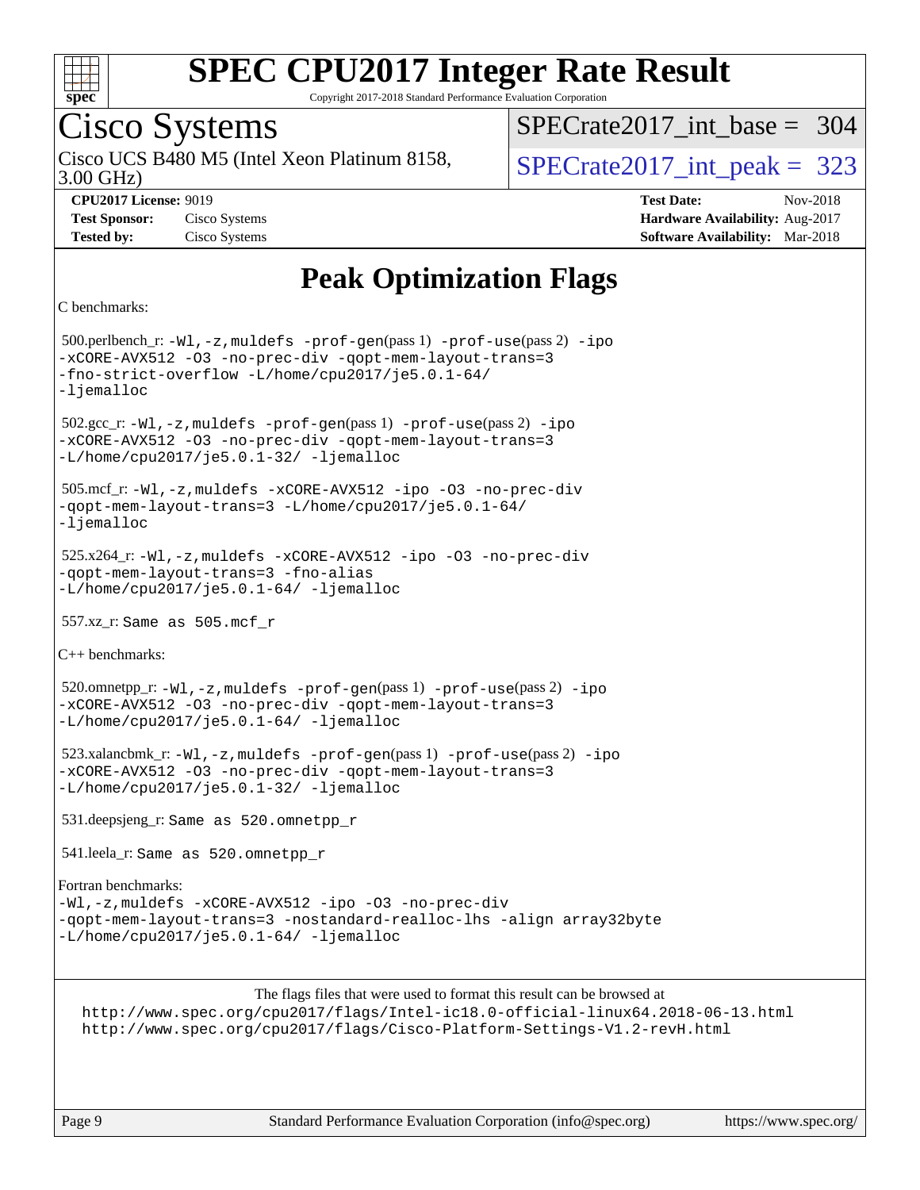# Peak Optimization Flags

C benchmarks:

500.perlbench_r: `-Wl,-z,muldefs -prof-gen`(pass 1) `-prof-use`(pass 2) `-ipo -xCORE-AVX512 -O3 -no-prec-div -qopt-mem-layout-trans=3 -fno-strict-overflow -L/home/cpu2017/je5.0.1-64/ -ljemalloc`

502.gcc_r: `-Wl,-z,muldefs -prof-gen`(pass 1) `-prof-use`(pass 2) `-ipo -xCORE-AVX512 -O3 -no-prec-div -qopt-mem-layout-trans=3 -L/home/cpu2017/je5.0.1-32/ -ljemalloc`

505.mcf_r: `-Wl,-z,muldefs -xCORE-AVX512 -ipo -O3 -no-prec-div -qopt-mem-layout-trans=3 -L/home/cpu2017/je5.0.1-64/ -ljemalloc`

525.x264_r: `-Wl,-z,muldefs -xCORE-AVX512 -ipo -O3 -no-prec-div -qopt-mem-layout-trans=3 -fno-alias -L/home/cpu2017/je5.0.1-64/ -ljemalloc`

557.xz_r: Same as 505.mcf_r

C++ benchmarks:

520.omnetpp_r: `-Wl,-z,muldefs -prof-gen`(pass 1) `-prof-use`(pass 2) `-ipo -xCORE-AVX512 -O3 -no-prec-div -qopt-mem-layout-trans=3 -L/home/cpu2017/je5.0.1-64/ -ljemalloc`

523.xalancbmk_r: `-Wl,-z,muldefs -prof-gen`(pass 1) `-prof-use`(pass 2) `-ipo -xCORE-AVX512 -O3 -no-prec-div -qopt-mem-layout-trans=3 -L/home/cpu2017/je5.0.1-32/ -ljemalloc`

531.deepsjeng_r: Same as 520.omnetpp_r

541.leela_r: Same as 520.omnetpp_r

Fortran benchmarks:

`-Wl,-z,muldefs -xCORE-AVX512 -ipo -O3 -no-prec-div -qopt-mem-layout-trans=3 -nostandard-realloc-lhs -align array32byte -L/home/cpu2017/je5.0.1-64/ -ljemalloc`

The flags files that were used to format this result can be browsed at
http://www.spec.org/cpu2017/flags/Intel-ic18.0-official-linux64.2018-06-13.html
http://www.spec.org/cpu2017/flags/Cisco-Platform-Settings-V1.2-revH.html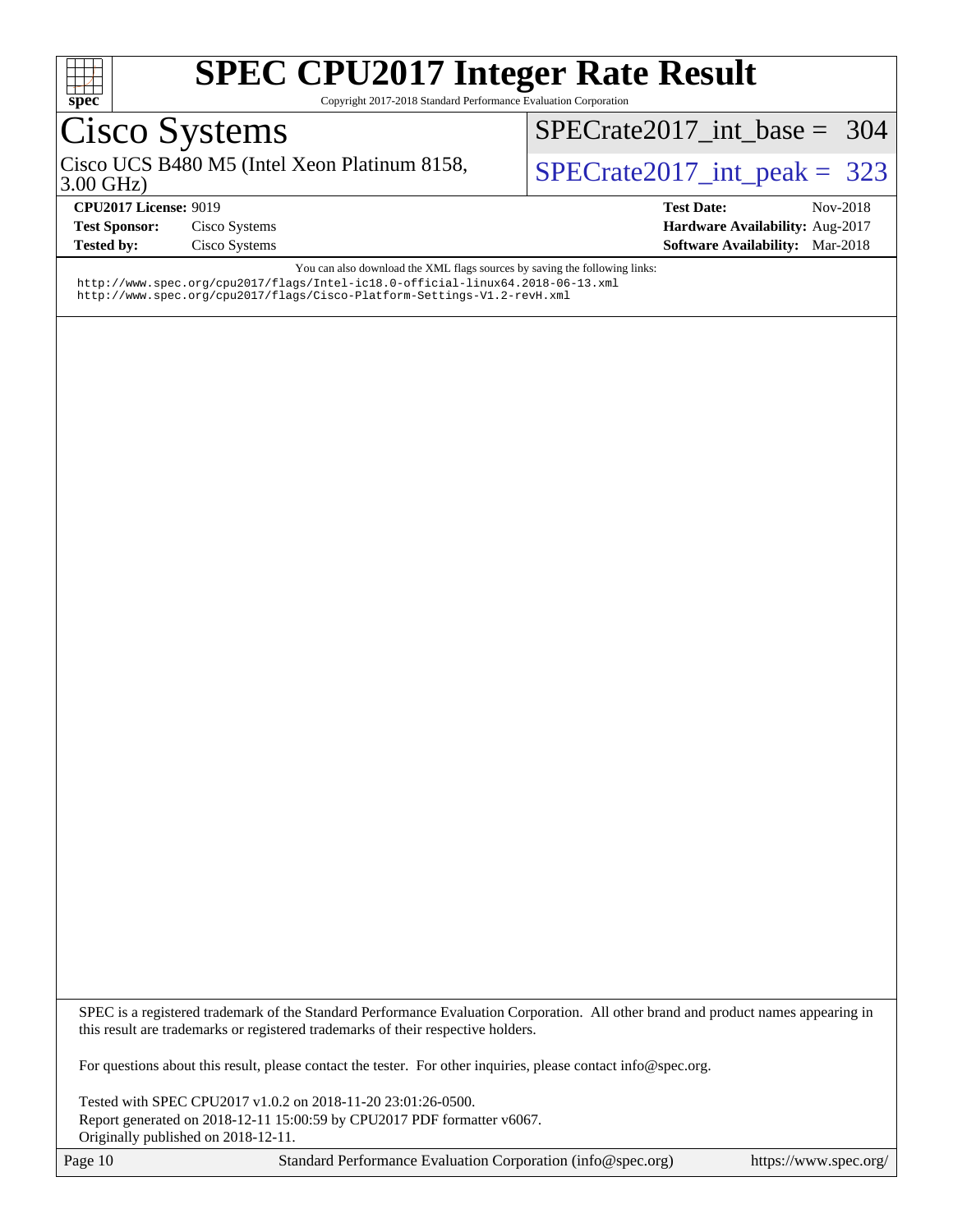You can also download the XML flags sources by saving the following links:

http://www.spec.org/cpu2017/flags/Intel-ic18.0-official-linux64.2018-06-13.xml
http://www.spec.org/cpu2017/flags/Cisco-Platform-Settings-V1.2-revH.xml

SPEC is a registered trademark of the Standard Performance Evaluation Corporation. All other brand and product names appearing in this result are trademarks or registered trademarks of their respective holders.

For questions about this result, please contact the tester. For other inquiries, please contact info@spec.org.

Tested with SPEC CPU2017 v1.0.2 on 2018-11-20 23:01:26-0500.
Report generated on 2018-12-11 15:00:59 by CPU2017 PDF formatter v6067.
Originally published on 2018-12-11.